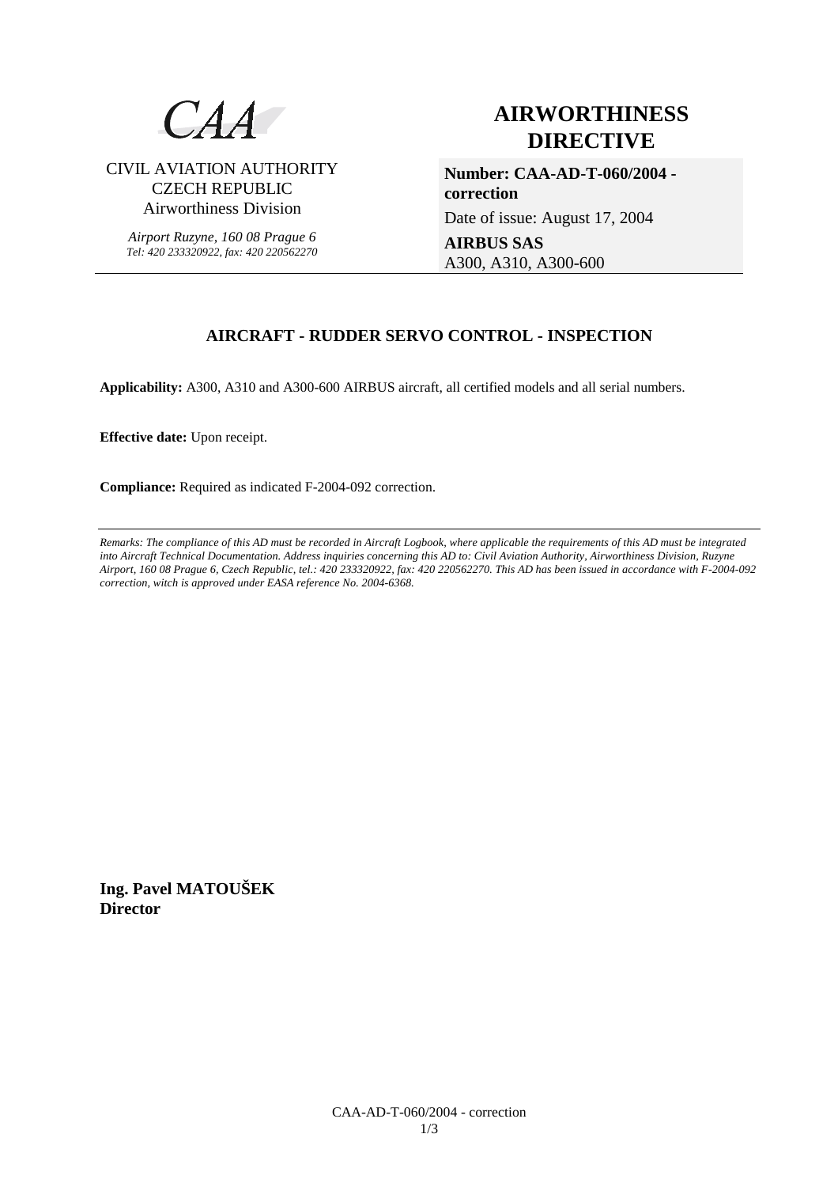CAA

CIVIL AVIATION AUTHORITY
CZECH REPUBLIC
Airworthiness Division

*Airport Ruzyne, 160 08 Prague 6*
*Tel: 420 233320922, fax: 420 220562270*

# AIRWORTHINESS DIRECTIVE

**Number: CAA-AD-T-060/2004 - correction**

Date of issue: August 17, 2004

**AIRBUS SAS**
A300, A310, A300-600

## AIRCRAFT - RUDDER SERVO CONTROL - INSPECTION

**Applicability:** A300, A310 and A300-600 AIRBUS aircraft, all certified models and all serial numbers.

**Effective date:** Upon receipt.

**Compliance:** Required as indicated F-2004-092 correction.

---

*Remarks: The compliance of this AD must be recorded in Aircraft Logbook, where applicable the requirements of this AD must be integrated into Aircraft Technical Documentation. Address inquiries concerning this AD to: Civil Aviation Authority, Airworthiness Division, Ruzyne Airport, 160 08 Prague 6, Czech Republic, tel.: 420 233320922, fax: 420 220562270. This AD has been issued in accordance with F-2004-092 correction, witch is approved under EASA reference No. 2004-6368.*

**Ing. Pavel MATOUŠEK**
**Director**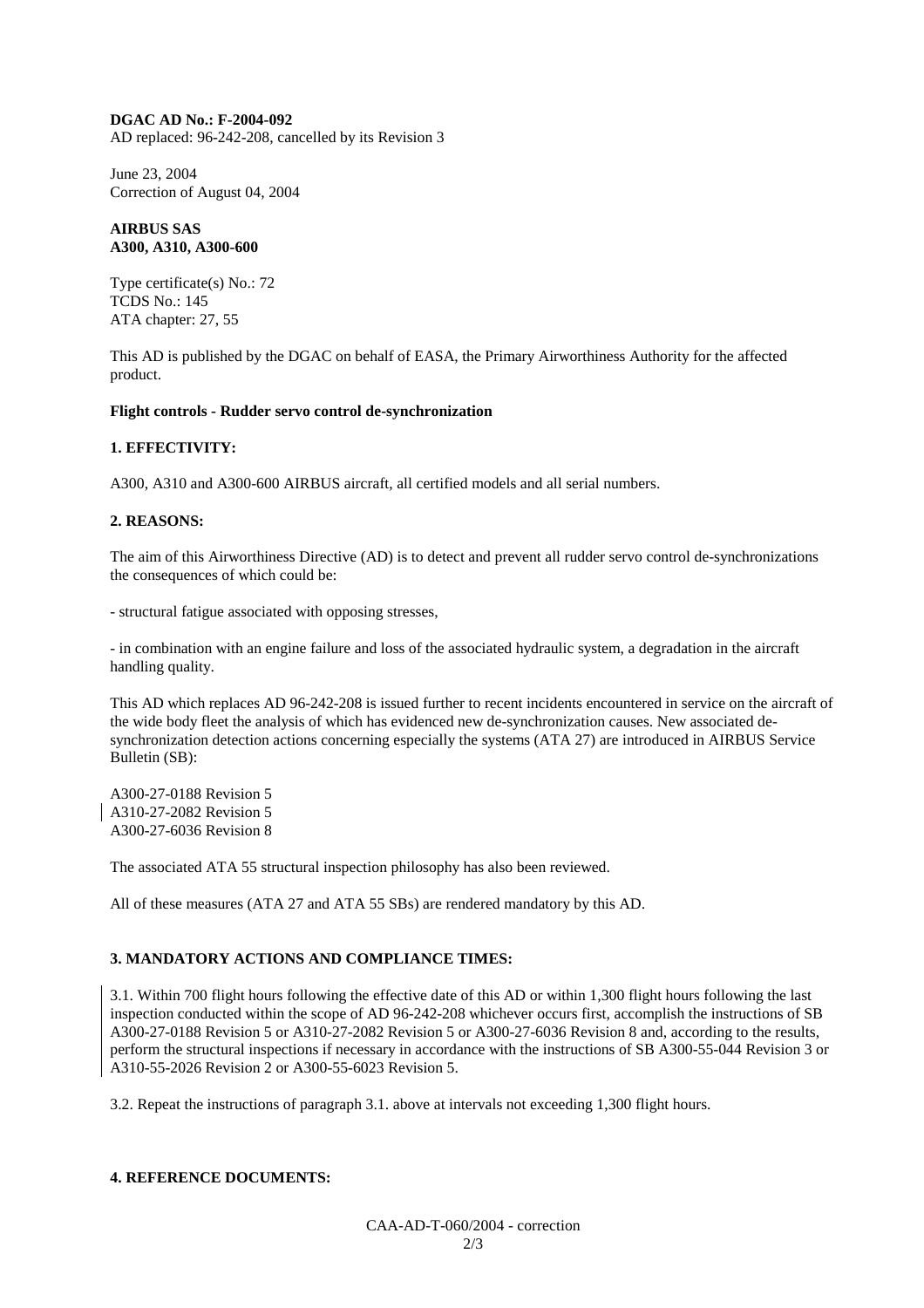**DGAC AD No.: F-2004-092**
AD replaced: 96-242-208, cancelled by its Revision 3

June 23, 2004
Correction of August 04, 2004

**AIRBUS SAS**
**A300, A310, A300-600**

Type certificate(s) No.: 72
TCDS No.: 145
ATA chapter: 27, 55

This AD is published by the DGAC on behalf of EASA, the Primary Airworthiness Authority for the affected product.

**Flight controls - Rudder servo control de-synchronization**

**1. EFFECTIVITY:**

A300, A310 and A300-600 AIRBUS aircraft, all certified models and all serial numbers.

**2. REASONS:**

The aim of this Airworthiness Directive (AD) is to detect and prevent all rudder servo control de-synchronizations the consequences of which could be:

- structural fatigue associated with opposing stresses,

- in combination with an engine failure and loss of the associated hydraulic system, a degradation in the aircraft handling quality.

This AD which replaces AD 96-242-208 is issued further to recent incidents encountered in service on the aircraft of the wide body fleet the analysis of which has evidenced new de-synchronization causes. New associated de-synchronization detection actions concerning especially the systems (ATA 27) are introduced in AIRBUS Service Bulletin (SB):

A300-27-0188 Revision 5
A310-27-2082 Revision 5
A300-27-6036 Revision 8

The associated ATA 55 structural inspection philosophy has also been reviewed.

All of these measures (ATA 27 and ATA 55 SBs) are rendered mandatory by this AD.

**3. MANDATORY ACTIONS AND COMPLIANCE TIMES:**

3.1. Within 700 flight hours following the effective date of this AD or within 1,300 flight hours following the last inspection conducted within the scope of AD 96-242-208 whichever occurs first, accomplish the instructions of SB A300-27-0188 Revision 5 or A310-27-2082 Revision 5 or A300-27-6036 Revision 8 and, according to the results, perform the structural inspections if necessary in accordance with the instructions of SB A300-55-044 Revision 3 or A310-55-2026 Revision 2 or A300-55-6023 Revision 5.

3.2. Repeat the instructions of paragraph 3.1. above at intervals not exceeding 1,300 flight hours.

**4. REFERENCE DOCUMENTS:**

CAA-AD-T-060/2004 - correction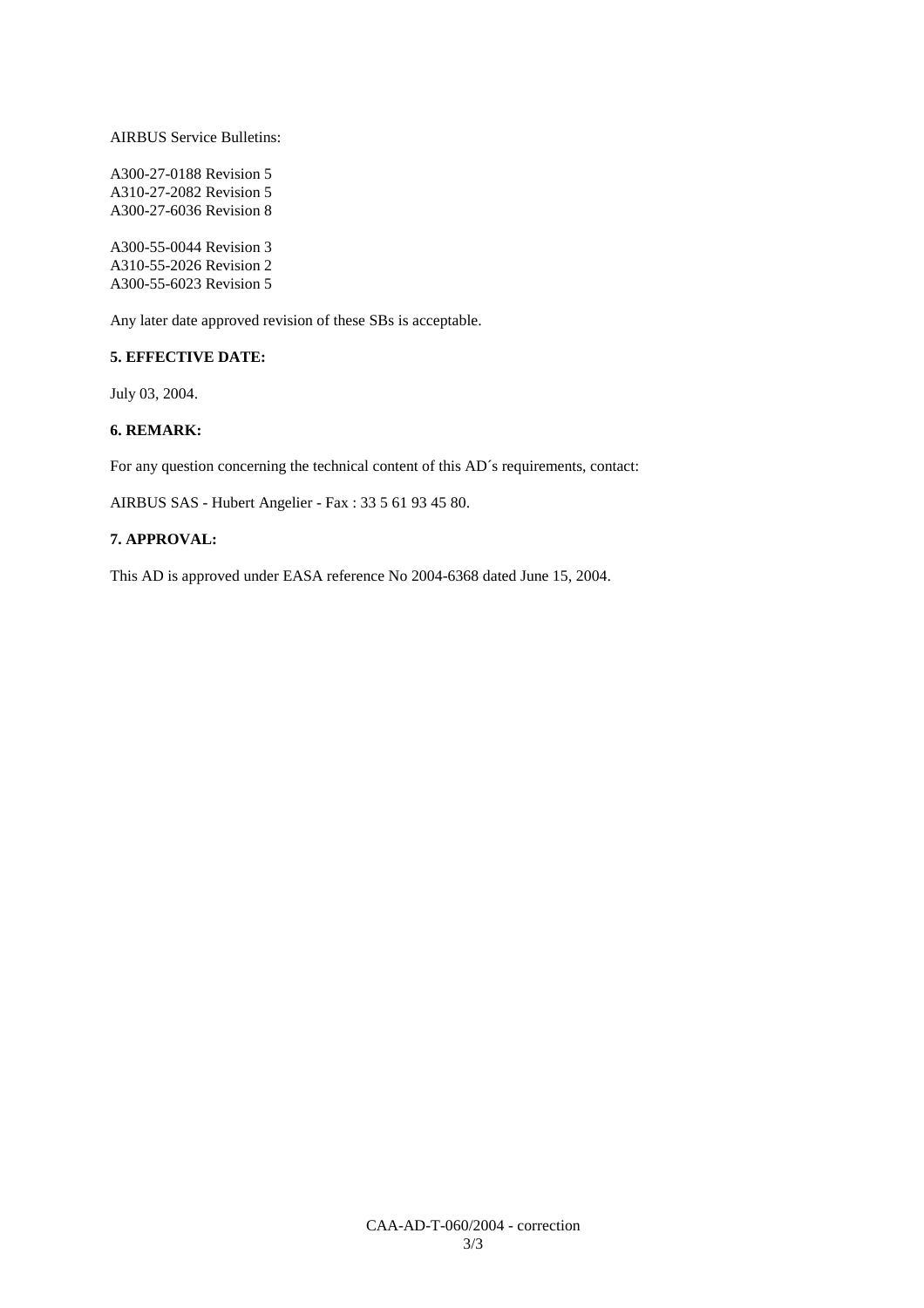AIRBUS Service Bulletins:

A300-27-0188 Revision 5
A310-27-2082 Revision 5
A300-27-6036 Revision 8

A300-55-0044 Revision 3
A310-55-2026 Revision 2
A300-55-6023 Revision 5

Any later date approved revision of these SBs is acceptable.

**5. EFFECTIVE DATE:**

July 03, 2004.

**6. REMARK:**

For any question concerning the technical content of this AD´s requirements, contact:

AIRBUS SAS - Hubert Angelier - Fax : 33 5 61 93 45 80.

**7. APPROVAL:**

This AD is approved under EASA reference No 2004-6368 dated June 15, 2004.